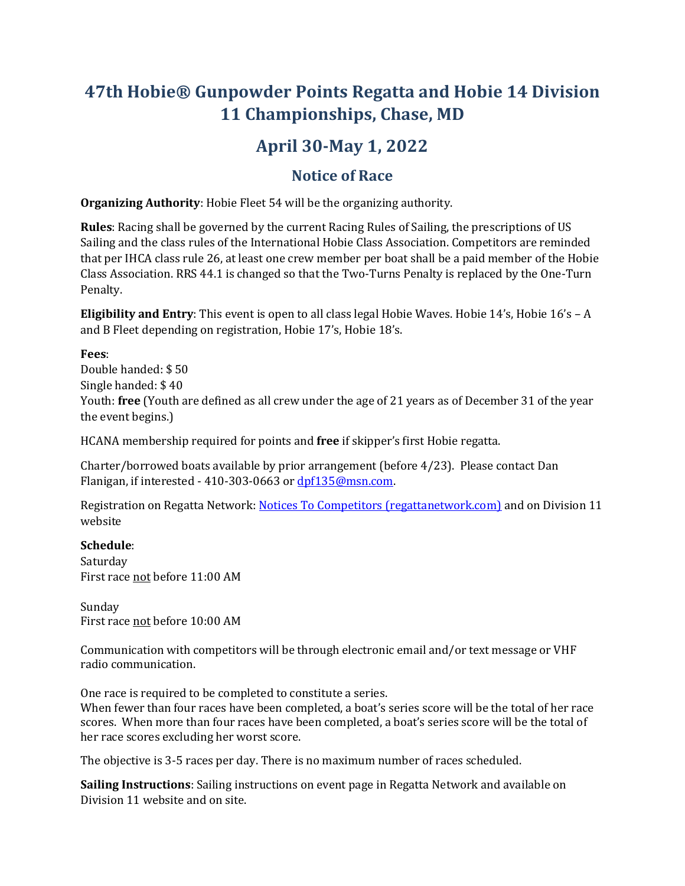# 47th Hobie® Gunpowder Points Regatta and Hobie 14 Division 11 Championships, Chase, MD

## April 30-May 1, 2022

### Notice of Race

**Organizing Authority**: Hobie Fleet 54 will be the organizing authority.

**Rules**: Racing shall be governed by the current Racing Rules of Sailing, the prescriptions of US Sailing and the class rules of the International Hobie Class Association. Competitors are reminded that per IHCA class rule 26, at least one crew member per boat shall be a paid member of the Hobie Class Association. RRS 44.1 is changed so that the Two-Turns Penalty is replaced by the One-Turn Penalty.

**Eligibility and Entry**: This event is open to all class legal Hobie Waves. Hobie 14's, Hobie 16's – A and B Fleet depending on registration, Hobie 17's, Hobie 18's.

**Fees**:
Double handed: $ 50
Single handed: $ 40
Youth: **free** (Youth are defined as all crew under the age of 21 years as of December 31 of the year the event begins.)

HCANA membership required for points and **free** if skipper's first Hobie regatta.

Charter/borrowed boats available by prior arrangement (before 4/23). Please contact Dan Flanigan, if interested - 410-303-0663 or [dpf135@msn.com](mailto:dpf135@msn.com).

Registration on Regatta Network: [Notices To Competitors (regattanetwork.com)](regattanetwork.com) and on Division 11 website

**Schedule**:
Saturday
First race <u>not</u> before 11:00 AM

Sunday
First race <u>not</u> before 10:00 AM

Communication with competitors will be through electronic email and/or text message or VHF radio communication.

One race is required to be completed to constitute a series.
When fewer than four races have been completed, a boat's series score will be the total of her race scores. When more than four races have been completed, a boat's series score will be the total of her race scores excluding her worst score.

The objective is 3-5 races per day. There is no maximum number of races scheduled.

**Sailing Instructions**: Sailing instructions on event page in Regatta Network and available on Division 11 website and on site.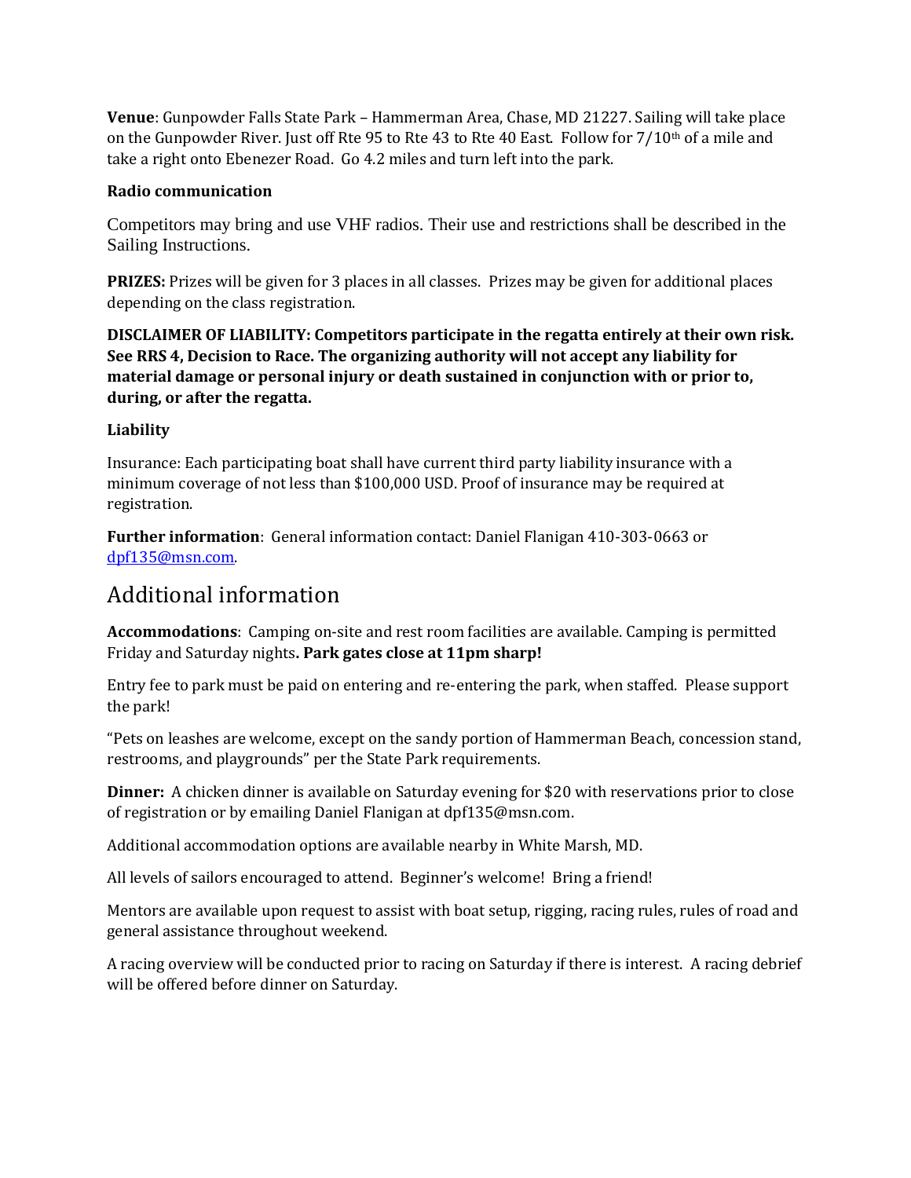**Venue**: Gunpowder Falls State Park – Hammerman Area, Chase, MD 21227. Sailing will take place on the Gunpowder River. Just off Rte 95 to Rte 43 to Rte 40 East. Follow for 7/10th of a mile and take a right onto Ebenezer Road. Go 4.2 miles and turn left into the park.

**Radio communication**

Competitors may bring and use VHF radios. Their use and restrictions shall be described in the Sailing Instructions.

**PRIZES:** Prizes will be given for 3 places in all classes. Prizes may be given for additional places depending on the class registration.

**DISCLAIMER OF LIABILITY: Competitors participate in the regatta entirely at their own risk. See RRS 4, Decision to Race. The organizing authority will not accept any liability for material damage or personal injury or death sustained in conjunction with or prior to, during, or after the regatta.**

**Liability**

Insurance: Each participating boat shall have current third party liability insurance with a minimum coverage of not less than $100,000 USD. Proof of insurance may be required at registration.

**Further information**: General information contact: Daniel Flanigan 410-303-0663 or dpf135@msn.com.

# Additional information

**Accommodations**: Camping on-site and rest room facilities are available. Camping is permitted Friday and Saturday nights**. Park gates close at 11pm sharp!**

Entry fee to park must be paid on entering and re-entering the park, when staffed. Please support the park!

"Pets on leashes are welcome, except on the sandy portion of Hammerman Beach, concession stand, restrooms, and playgrounds" per the State Park requirements.

**Dinner:** A chicken dinner is available on Saturday evening for $20 with reservations prior to close of registration or by emailing Daniel Flanigan at dpf135@msn.com.

Additional accommodation options are available nearby in White Marsh, MD.

All levels of sailors encouraged to attend. Beginner's welcome! Bring a friend!

Mentors are available upon request to assist with boat setup, rigging, racing rules, rules of road and general assistance throughout weekend.

A racing overview will be conducted prior to racing on Saturday if there is interest. A racing debrief will be offered before dinner on Saturday.